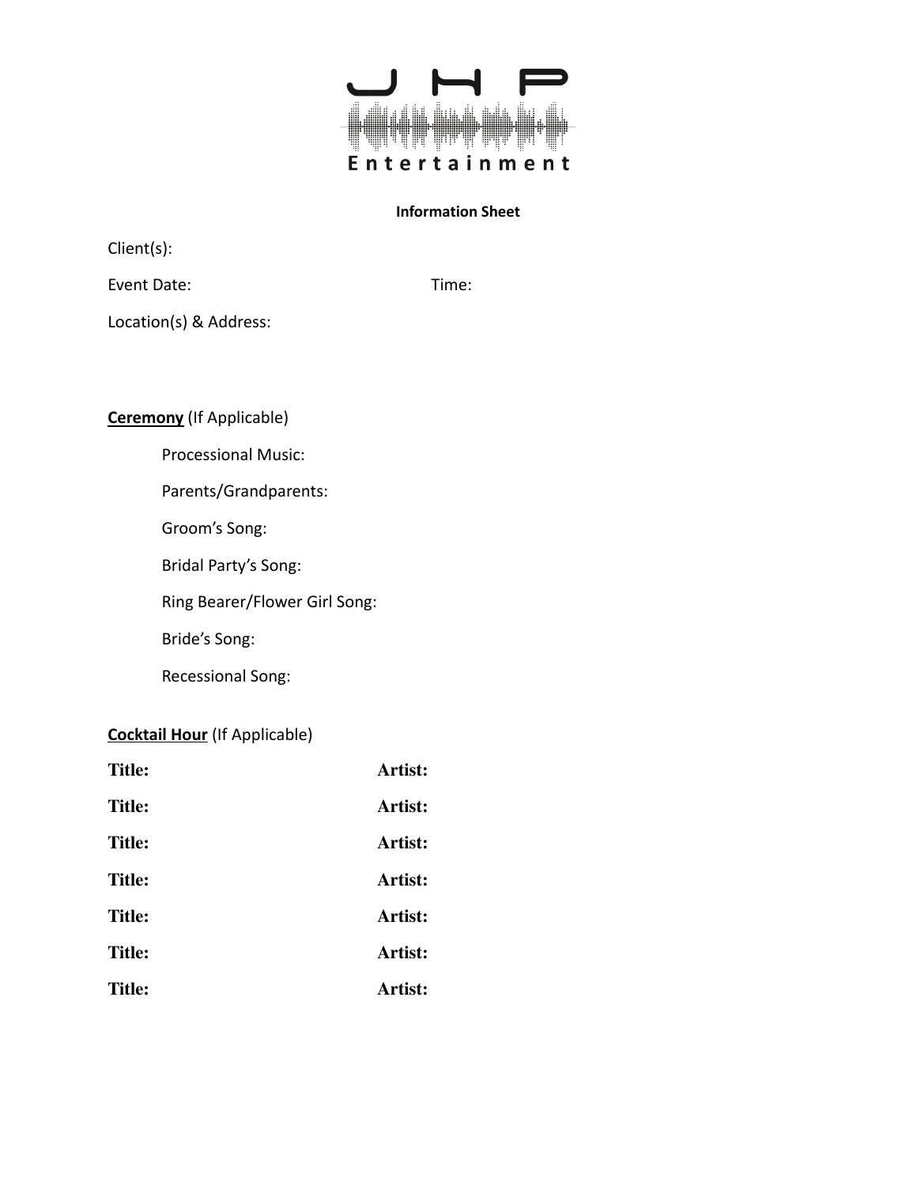# JHP Entertainment

**Information Sheet**

Client(s):

Event Date: Time:

Location(s) & Address:

**Ceremony** (If Applicable)

Processional Music:

Parents/Grandparents:

Groom's Song:

Bridal Party's Song:

Ring Bearer/Flower Girl Song:

Bride's Song:

Recessional Song:

**Cocktail Hour** (If Applicable)

| **Title:** | **Artist:** |
|---|---|
| **Title:** | **Artist:** |
| **Title:** | **Artist:** |
| **Title:** | **Artist:** |
| **Title:** | **Artist:** |
| **Title:** | **Artist:** |
| **Title:** | **Artist:** |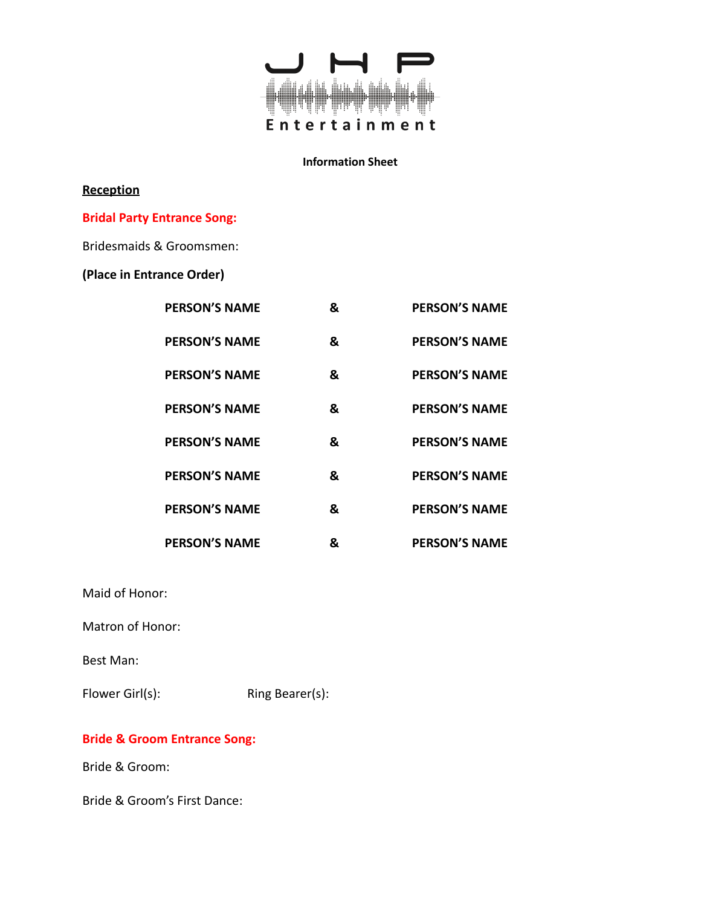**Information Sheet**

**Reception**

**Bridal Party Entrance Song:**

Bridesmaids & Groomsmen:

**(Place in Entrance Order)**

| | | |
|---|---|---|
| **PERSON'S NAME** | **&** | **PERSON'S NAME** |
| **PERSON'S NAME** | **&** | **PERSON'S NAME** |
| **PERSON'S NAME** | **&** | **PERSON'S NAME** |
| **PERSON'S NAME** | **&** | **PERSON'S NAME** |
| **PERSON'S NAME** | **&** | **PERSON'S NAME** |
| **PERSON'S NAME** | **&** | **PERSON'S NAME** |
| **PERSON'S NAME** | **&** | **PERSON'S NAME** |
| **PERSON'S NAME** | **&** | **PERSON'S NAME** |

Maid of Honor:

Matron of Honor:

Best Man:

Flower Girl(s): Ring Bearer(s):

**Bride & Groom Entrance Song:**

Bride & Groom:

Bride & Groom's First Dance: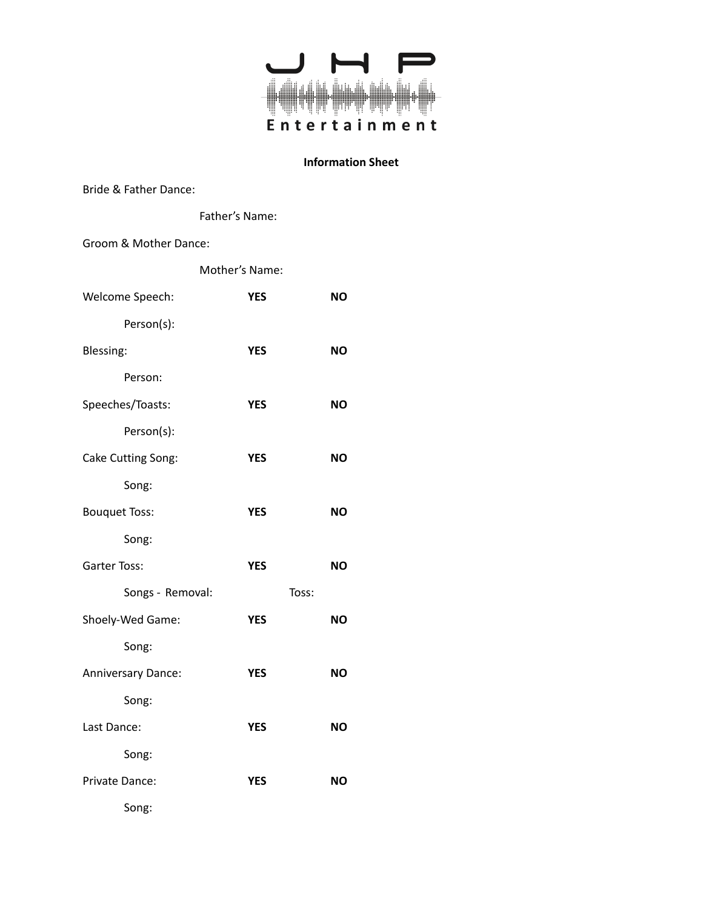JHP Entertainment

**Information Sheet**

Bride & Father Dance:

Father's Name:

Groom & Mother Dance:

Mother's Name:

Welcome Speech: **YES** **NO**

Person(s):

Blessing: **YES** **NO**

Person:

Speeches/Toasts: **YES** **NO**

Person(s):

Cake Cutting Song: **YES** **NO**

Song:

Bouquet Toss: **YES** **NO**

Song:

Garter Toss: **YES** **NO**

Songs - Removal: Toss:

Shoely-Wed Game: **YES** **NO**

Song:

Anniversary Dance: **YES** **NO**

Song:

Last Dance: **YES** **NO**

Song:

Private Dance: **YES** **NO**

Song: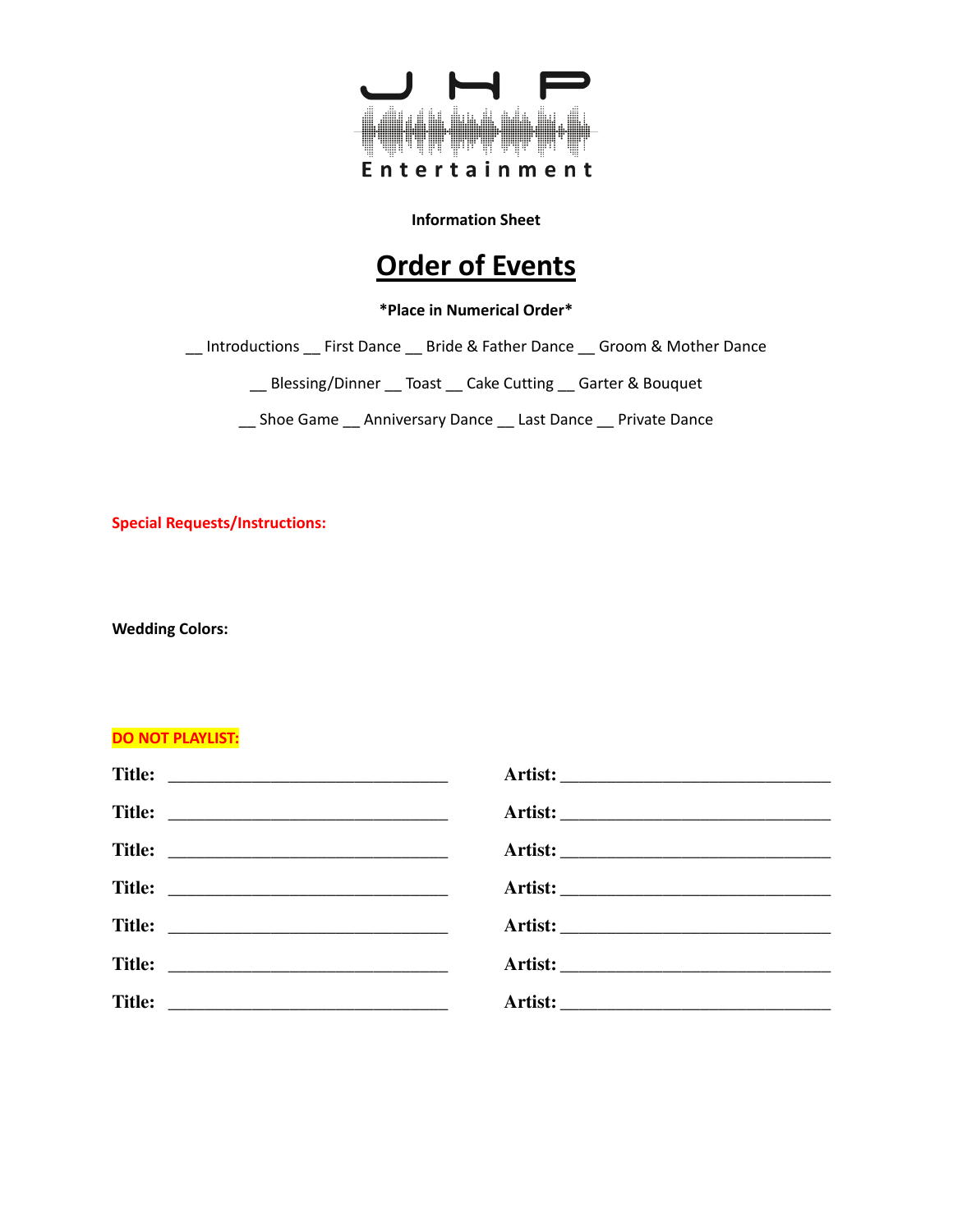JHP Entertainment

**Information Sheet**

# Order of Events

***Place in Numerical Order***

__ Introductions __ First Dance __ Bride & Father Dance __ Groom & Mother Dance

__ Blessing/Dinner __ Toast __ Cake Cutting __ Garter & Bouquet

__ Shoe Game __ Anniversary Dance __ Last Dance __ Private Dance

**Special Requests/Instructions:**

**Wedding Colors:**

**DO NOT PLAYLIST:**

**Title:** ______________________________ **Artist:** ______________________________

**Title:** ______________________________ **Artist:** ______________________________

**Title:** ______________________________ **Artist:** ______________________________

**Title:** ______________________________ **Artist:** ______________________________

**Title:** ______________________________ **Artist:** ______________________________

**Title:** ______________________________ **Artist:** ______________________________

**Title:** ______________________________ **Artist:** ______________________________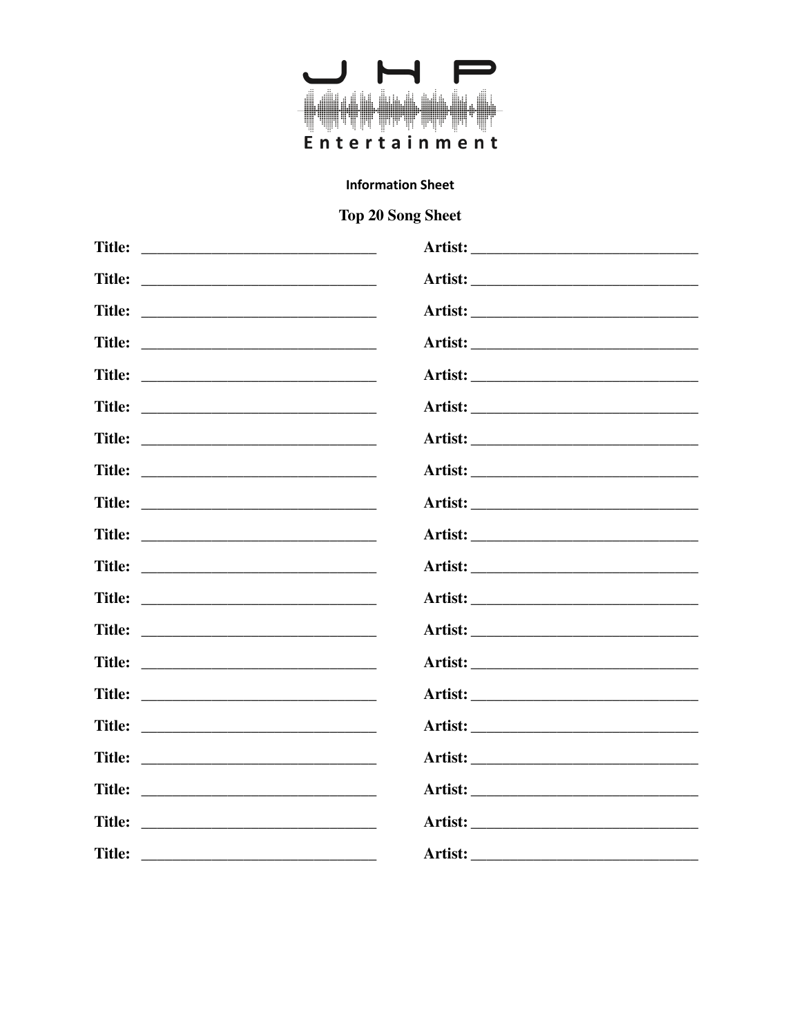JHP Entertainment

**Information Sheet**

## Top 20 Song Sheet

**Title:** ______________________________ **Artist:** ______________________________

**Title:** ______________________________ **Artist:** ______________________________

**Title:** ______________________________ **Artist:** ______________________________

**Title:** ______________________________ **Artist:** ______________________________

**Title:** ______________________________ **Artist:** ______________________________

**Title:** ______________________________ **Artist:** ______________________________

**Title:** ______________________________ **Artist:** ______________________________

**Title:** ______________________________ **Artist:** ______________________________

**Title:** ______________________________ **Artist:** ______________________________

**Title:** ______________________________ **Artist:** ______________________________

**Title:** ______________________________ **Artist:** ______________________________

**Title:** ______________________________ **Artist:** ______________________________

**Title:** ______________________________ **Artist:** ______________________________

**Title:** ______________________________ **Artist:** ______________________________

**Title:** ______________________________ **Artist:** ______________________________

**Title:** ______________________________ **Artist:** ______________________________

**Title:** ______________________________ **Artist:** ______________________________

**Title:** ______________________________ **Artist:** ______________________________

**Title:** ______________________________ **Artist:** ______________________________

**Title:** ______________________________ **Artist:** ______________________________